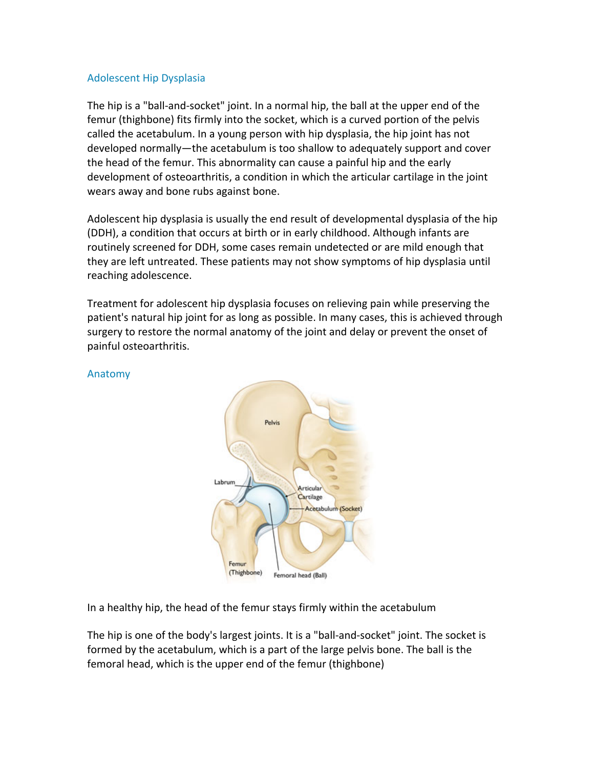## Adolescent Hip Dysplasia

The hip is a "ball-and-socket" joint. In a normal hip, the ball at the upper end of the femur (thighbone) fits firmly into the socket, which is a curved portion of the pelvis called the acetabulum. In a young person with hip dysplasia, the hip joint has not developed normally—the acetabulum is too shallow to adequately support and cover the head of the femur. This abnormality can cause a painful hip and the early development of osteoarthritis, a condition in which the articular cartilage in the joint wears away and bone rubs against bone.

Adolescent hip dysplasia is usually the end result of developmental dysplasia of the hip (DDH), a condition that occurs at birth or in early childhood. Although infants are routinely screened for DDH, some cases remain undetected or are mild enough that they are left untreated. These patients may not show symptoms of hip dysplasia until reaching adolescence.

Treatment for adolescent hip dysplasia focuses on relieving pain while preserving the patient's natural hip joint for as long as possible. In many cases, this is achieved through surgery to restore the normal anatomy of the joint and delay or prevent the onset of painful osteoarthritis.

## Anatomy

In a healthy hip, the head of the femur stays firmly within the acetabulum

The hip is one of the body's largest joints. It is a "ball-and-socket" joint. The socket is formed by the acetabulum, which is a part of the large pelvis bone. The ball is the femoral head, which is the upper end of the femur (thighbone)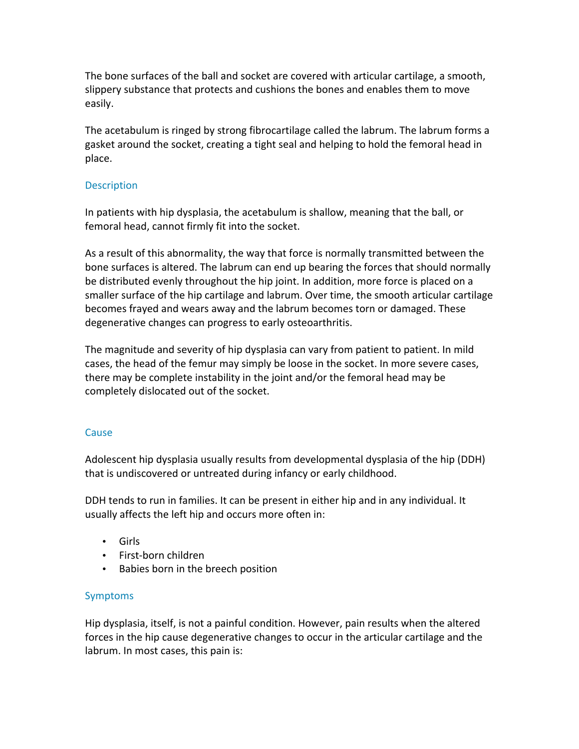The bone surfaces of the ball and socket are covered with articular cartilage, a smooth, slippery substance that protects and cushions the bones and enables them to move easily.

The acetabulum is ringed by strong fibrocartilage called the labrum. The labrum forms a gasket around the socket, creating a tight seal and helping to hold the femoral head in place.

## Description

In patients with hip dysplasia, the acetabulum is shallow, meaning that the ball, or femoral head, cannot firmly fit into the socket.

As a result of this abnormality, the way that force is normally transmitted between the bone surfaces is altered. The labrum can end up bearing the forces that should normally be distributed evenly throughout the hip joint. In addition, more force is placed on a smaller surface of the hip cartilage and labrum. Over time, the smooth articular cartilage becomes frayed and wears away and the labrum becomes torn or damaged. These degenerative changes can progress to early osteoarthritis.

The magnitude and severity of hip dysplasia can vary from patient to patient. In mild cases, the head of the femur may simply be loose in the socket. In more severe cases, there may be complete instability in the joint and/or the femoral head may be completely dislocated out of the socket.

## Cause

Adolescent hip dysplasia usually results from developmental dysplasia of the hip (DDH) that is undiscovered or untreated during infancy or early childhood.

DDH tends to run in families. It can be present in either hip and in any individual. It usually affects the left hip and occurs more often in:

- Girls
- First-born children
- Babies born in the breech position

## Symptoms

Hip dysplasia, itself, is not a painful condition. However, pain results when the altered forces in the hip cause degenerative changes to occur in the articular cartilage and the labrum. In most cases, this pain is: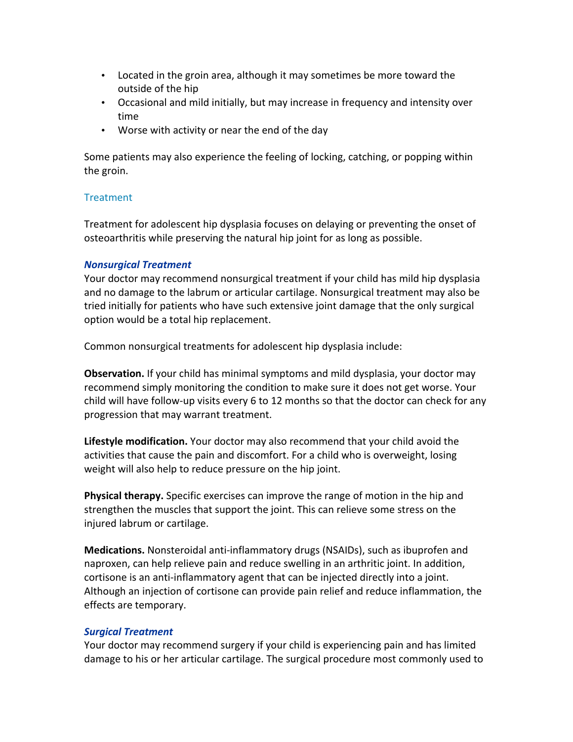- Located in the groin area, although it may sometimes be more toward the outside of the hip
- Occasional and mild initially, but may increase in frequency and intensity over time
- Worse with activity or near the end of the day

Some patients may also experience the feeling of locking, catching, or popping within the groin.

## Treatment

Treatment for adolescent hip dysplasia focuses on delaying or preventing the onset of osteoarthritis while preserving the natural hip joint for as long as possible.

### *Nonsurgical Treatment*

Your doctor may recommend nonsurgical treatment if your child has mild hip dysplasia and no damage to the labrum or articular cartilage. Nonsurgical treatment may also be tried initially for patients who have such extensive joint damage that the only surgical option would be a total hip replacement.

Common nonsurgical treatments for adolescent hip dysplasia include:

**Observation.** If your child has minimal symptoms and mild dysplasia, your doctor may recommend simply monitoring the condition to make sure it does not get worse. Your child will have follow-up visits every 6 to 12 months so that the doctor can check for any progression that may warrant treatment.

**Lifestyle modification.** Your doctor may also recommend that your child avoid the activities that cause the pain and discomfort. For a child who is overweight, losing weight will also help to reduce pressure on the hip joint.

**Physical therapy.** Specific exercises can improve the range of motion in the hip and strengthen the muscles that support the joint. This can relieve some stress on the injured labrum or cartilage.

**Medications.** Nonsteroidal anti-inflammatory drugs (NSAIDs), such as ibuprofen and naproxen, can help relieve pain and reduce swelling in an arthritic joint. In addition, cortisone is an anti-inflammatory agent that can be injected directly into a joint. Although an injection of cortisone can provide pain relief and reduce inflammation, the effects are temporary.

### *Surgical Treatment*

Your doctor may recommend surgery if your child is experiencing pain and has limited damage to his or her articular cartilage. The surgical procedure most commonly used to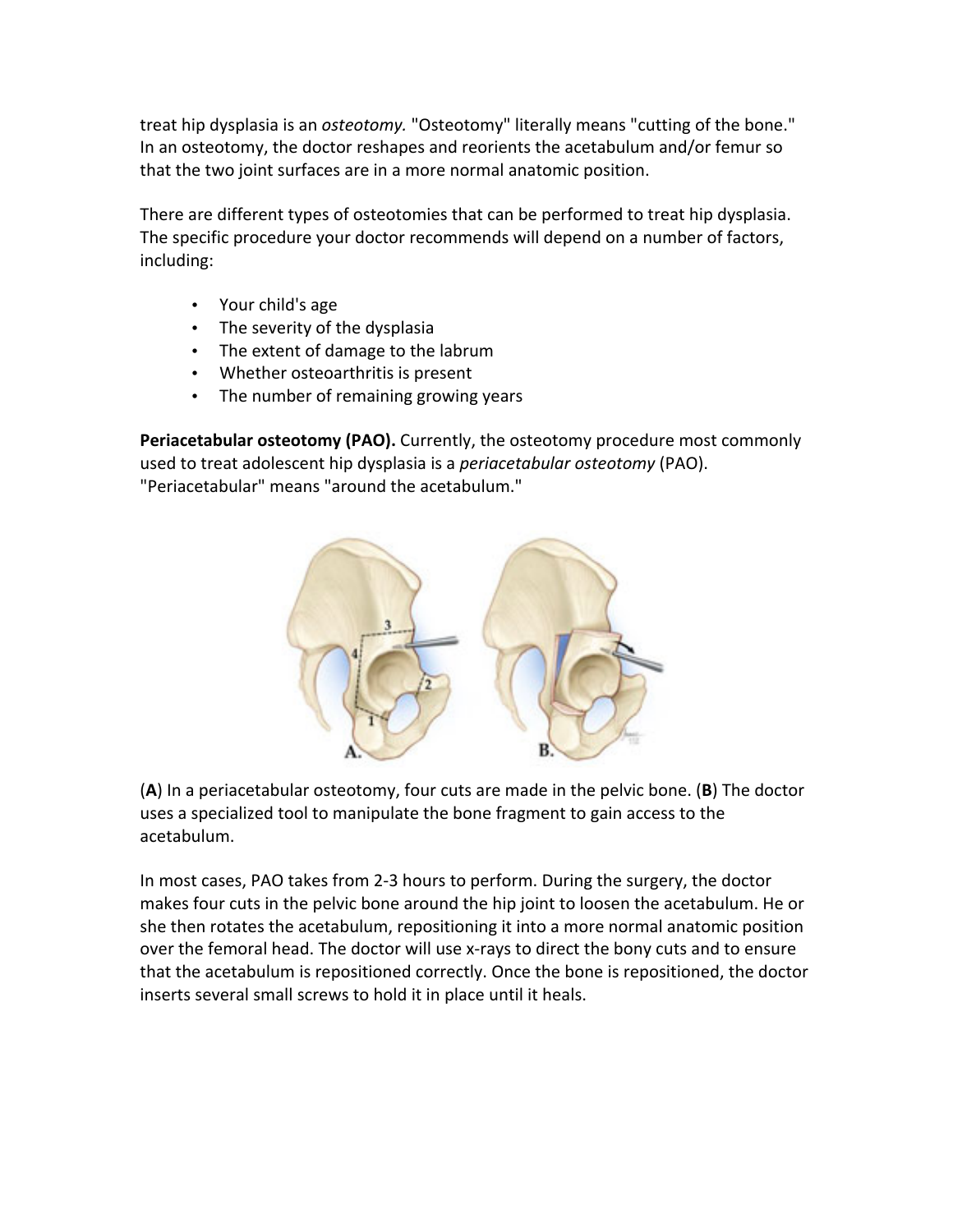treat hip dysplasia is an *osteotomy.* "Osteotomy" literally means "cutting of the bone." In an osteotomy, the doctor reshapes and reorients the acetabulum and/or femur so that the two joint surfaces are in a more normal anatomic position.

There are different types of osteotomies that can be performed to treat hip dysplasia. The specific procedure your doctor recommends will depend on a number of factors, including:

- Your child's age
- The severity of the dysplasia
- The extent of damage to the labrum
- Whether osteoarthritis is present
- The number of remaining growing years

**Periacetabular osteotomy (PAO).** Currently, the osteotomy procedure most commonly used to treat adolescent hip dysplasia is a *periacetabular osteotomy* (PAO). "Periacetabular" means "around the acetabulum."

(**A**) In a periacetabular osteotomy, four cuts are made in the pelvic bone. (**B**) The doctor uses a specialized tool to manipulate the bone fragment to gain access to the acetabulum.

In most cases, PAO takes from 2-3 hours to perform. During the surgery, the doctor makes four cuts in the pelvic bone around the hip joint to loosen the acetabulum. He or she then rotates the acetabulum, repositioning it into a more normal anatomic position over the femoral head. The doctor will use x-rays to direct the bony cuts and to ensure that the acetabulum is repositioned correctly. Once the bone is repositioned, the doctor inserts several small screws to hold it in place until it heals.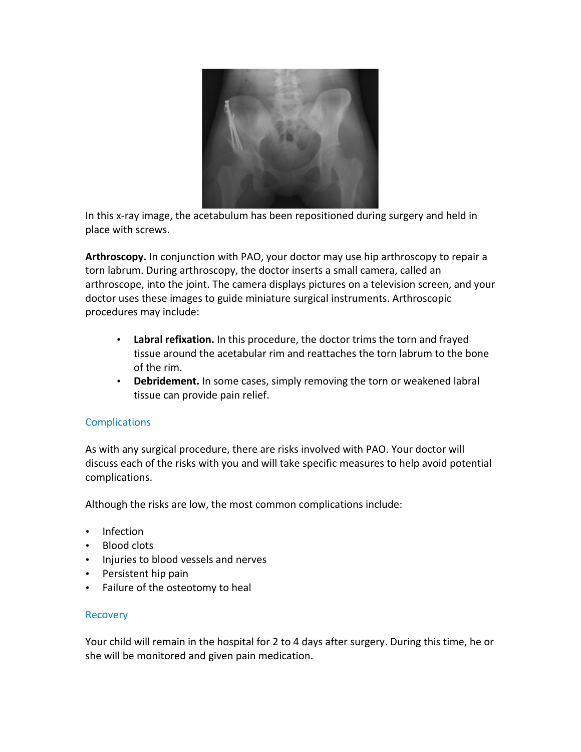In this x-ray image, the acetabulum has been repositioned during surgery and held in place with screws.

**Arthroscopy.** In conjunction with PAO, your doctor may use hip arthroscopy to repair a torn labrum. During arthroscopy, the doctor inserts a small camera, called an arthroscope, into the joint. The camera displays pictures on a television screen, and your doctor uses these images to guide miniature surgical instruments. Arthroscopic procedures may include:

- **Labral refixation.** In this procedure, the doctor trims the torn and frayed tissue around the acetabular rim and reattaches the torn labrum to the bone of the rim.
- **Debridement.** In some cases, simply removing the torn or weakened labral tissue can provide pain relief.

## Complications

As with any surgical procedure, there are risks involved with PAO. Your doctor will discuss each of the risks with you and will take specific measures to help avoid potential complications.

Although the risks are low, the most common complications include:

- Infection
- Blood clots
- Injuries to blood vessels and nerves
- Persistent hip pain
- Failure of the osteotomy to heal

## Recovery

Your child will remain in the hospital for 2 to 4 days after surgery. During this time, he or she will be monitored and given pain medication.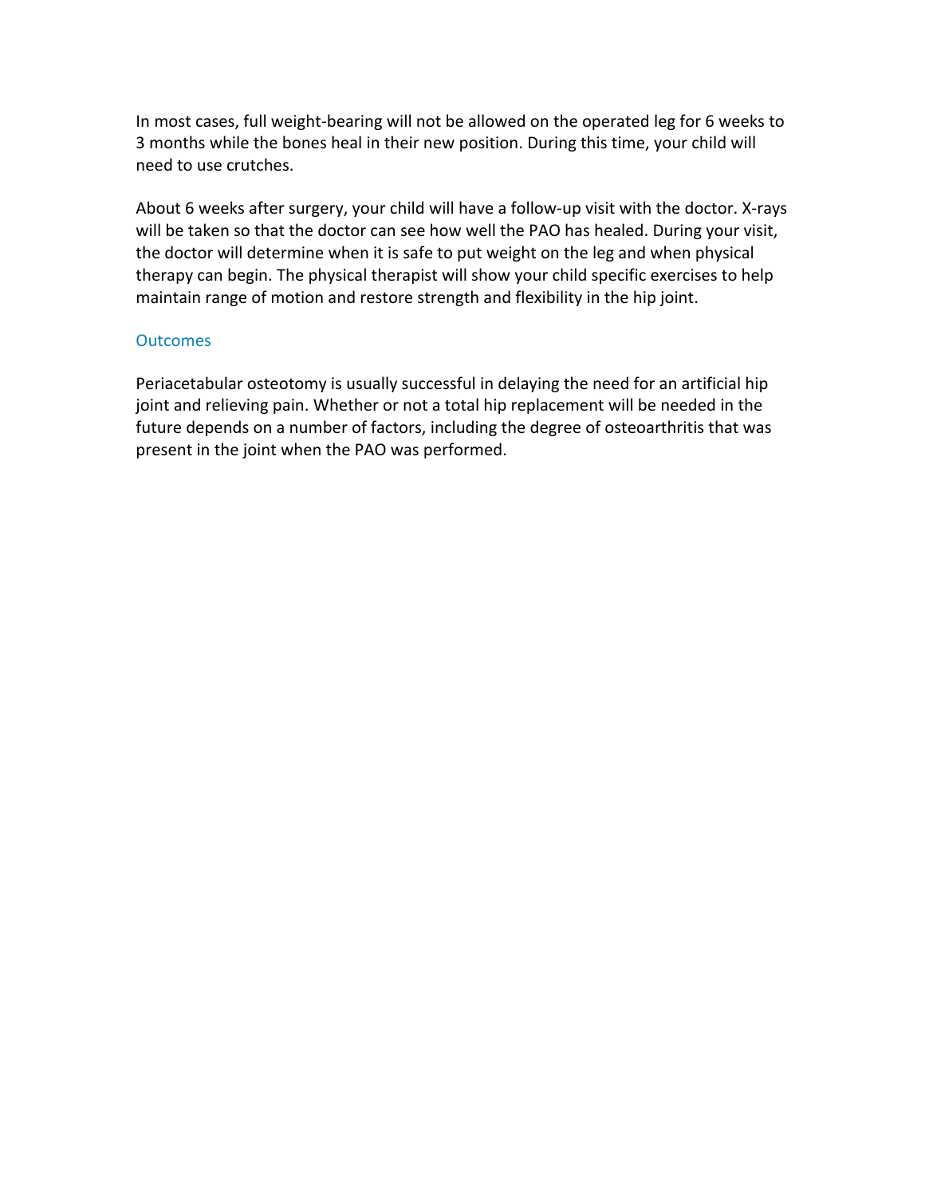In most cases, full weight-bearing will not be allowed on the operated leg for 6 weeks to 3 months while the bones heal in their new position. During this time, your child will need to use crutches.

About 6 weeks after surgery, your child will have a follow-up visit with the doctor. X-rays will be taken so that the doctor can see how well the PAO has healed. During your visit, the doctor will determine when it is safe to put weight on the leg and when physical therapy can begin. The physical therapist will show your child specific exercises to help maintain range of motion and restore strength and flexibility in the hip joint.

## Outcomes

Periacetabular osteotomy is usually successful in delaying the need for an artificial hip joint and relieving pain. Whether or not a total hip replacement will be needed in the future depends on a number of factors, including the degree of osteoarthritis that was present in the joint when the PAO was performed.